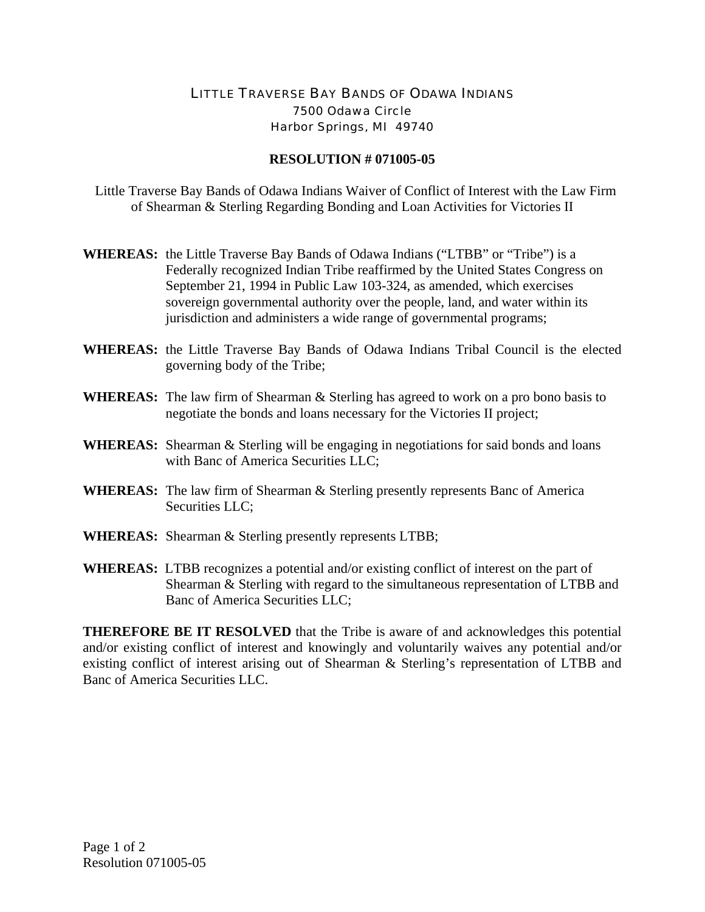# LITTLE TRAVERSE BAY BANDS OF ODAWA INDIANS

7500 Odawa Circle
Harbor Springs, MI 49740

## RESOLUTION # 071005-05

Little Traverse Bay Bands of Odawa Indians Waiver of Conflict of Interest with the Law Firm of Shearman & Sterling Regarding Bonding and Loan Activities for Victories II

**WHEREAS:** the Little Traverse Bay Bands of Odawa Indians ("LTBB" or "Tribe") is a Federally recognized Indian Tribe reaffirmed by the United States Congress on September 21, 1994 in Public Law 103-324, as amended, which exercises sovereign governmental authority over the people, land, and water within its jurisdiction and administers a wide range of governmental programs;

**WHEREAS:** the Little Traverse Bay Bands of Odawa Indians Tribal Council is the elected governing body of the Tribe;

**WHEREAS:** The law firm of Shearman & Sterling has agreed to work on a pro bono basis to negotiate the bonds and loans necessary for the Victories II project;

**WHEREAS:** Shearman & Sterling will be engaging in negotiations for said bonds and loans with Banc of America Securities LLC;

**WHEREAS:** The law firm of Shearman & Sterling presently represents Banc of America Securities LLC;

**WHEREAS:** Shearman & Sterling presently represents LTBB;

**WHEREAS:** LTBB recognizes a potential and/or existing conflict of interest on the part of Shearman & Sterling with regard to the simultaneous representation of LTBB and Banc of America Securities LLC;

**THEREFORE BE IT RESOLVED** that the Tribe is aware of and acknowledges this potential and/or existing conflict of interest and knowingly and voluntarily waives any potential and/or existing conflict of interest arising out of Shearman & Sterling's representation of LTBB and Banc of America Securities LLC.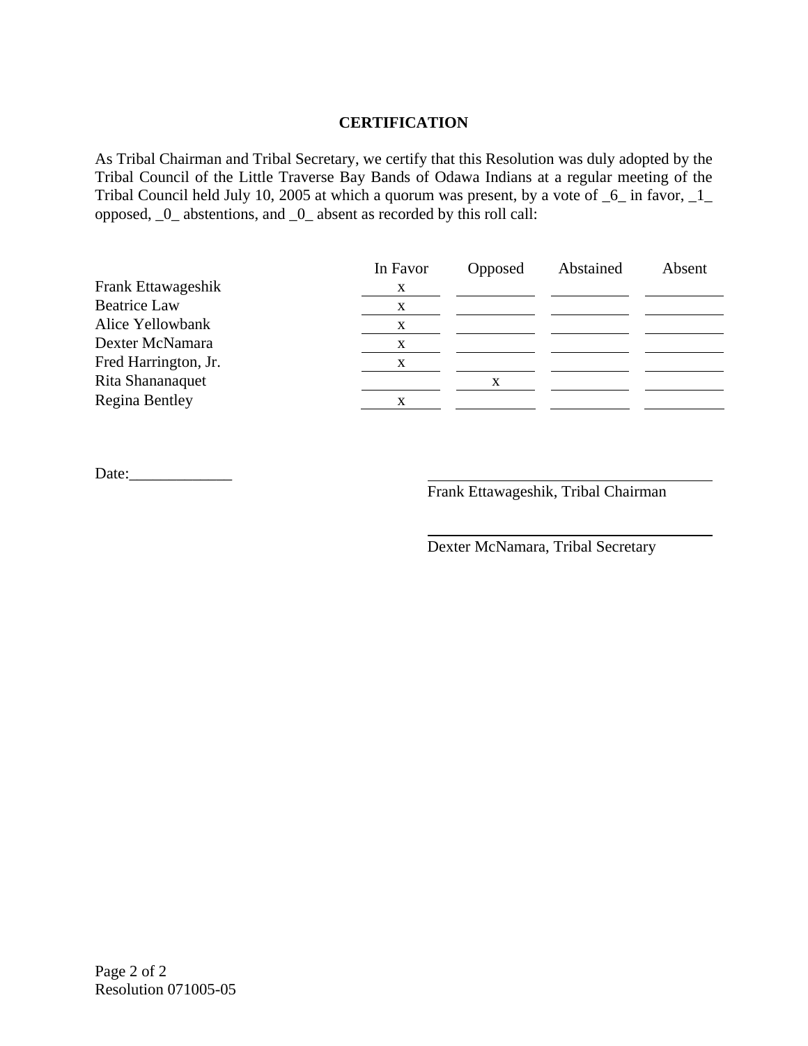## CERTIFICATION

As Tribal Chairman and Tribal Secretary, we certify that this Resolution was duly adopted by the Tribal Council of the Little Traverse Bay Bands of Odawa Indians at a regular meeting of the Tribal Council held July 10, 2005 at which a quorum was present, by a vote of _6_ in favor, _1_ opposed, _0_ abstentions, and _0_ absent as recorded by this roll call:

| | In Favor | Opposed | Abstained | Absent |
|---|---|---|---|---|
| Frank Ettawageshik | x | | | |
| Beatrice Law | x | | | |
| Alice Yellowbank | x | | | |
| Dexter McNamara | x | | | |
| Fred Harrington, Jr. | x | | | |
| Rita Shananaquet | | x | | |
| Regina Bentley | x | | | |

Date:_____________

_________________________________
Frank Ettawageshik, Tribal Chairman

_________________________________
Dexter McNamara, Tribal Secretary

Resolution 071005-05